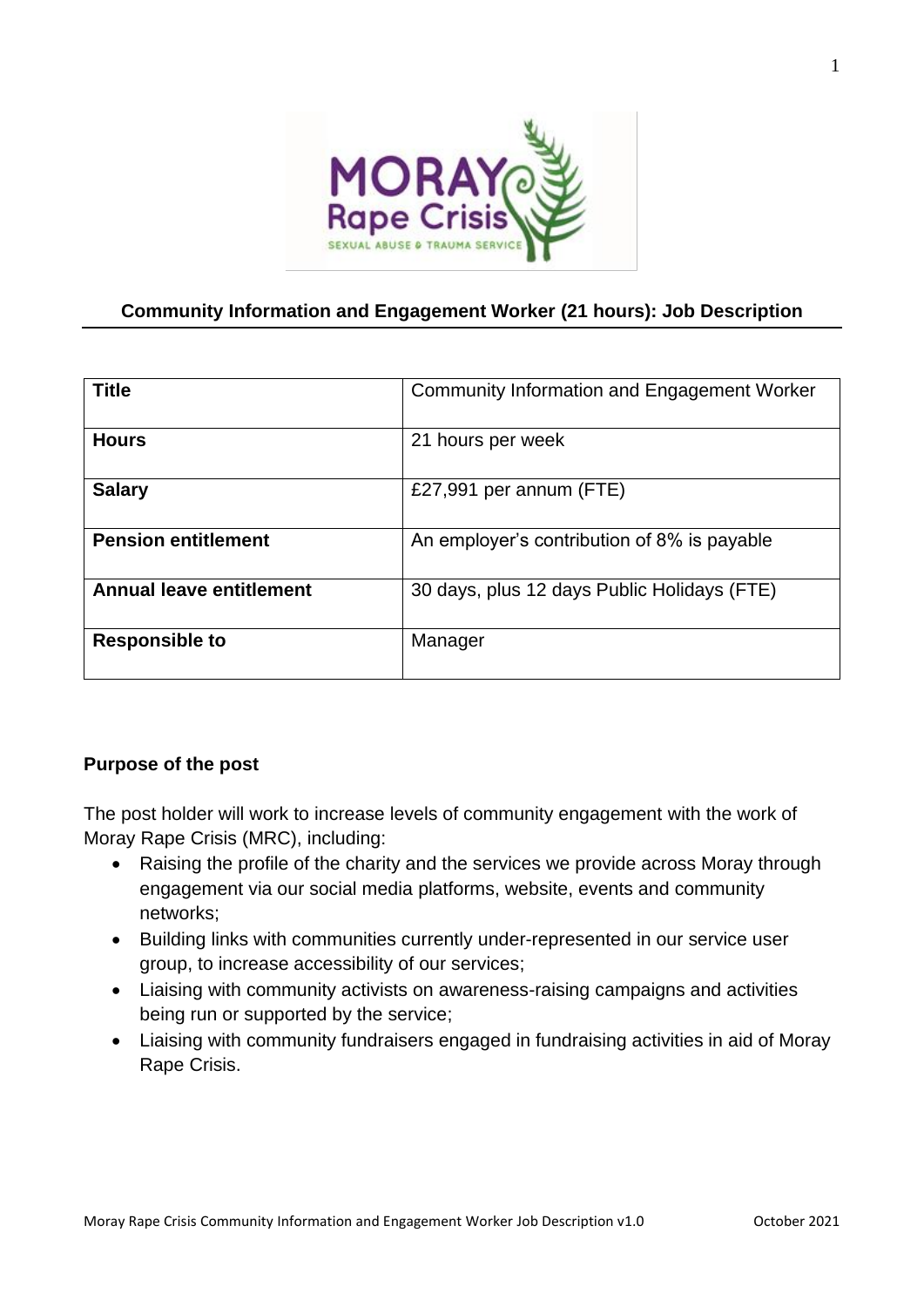## Community Information and Engagement Worker (21 hours): Job Description

| **Title** | Community Information and Engagement Worker |
|---|---|
| **Hours** | 21 hours per week |
| **Salary** | £27,991 per annum (FTE) |
| **Pension entitlement** | An employer's contribution of 8% is payable |
| **Annual leave entitlement** | 30 days, plus 12 days Public Holidays (FTE) |
| **Responsible to** | Manager |

### Purpose of the post

The post holder will work to increase levels of community engagement with the work of Moray Rape Crisis (MRC), including:

- Raising the profile of the charity and the services we provide across Moray through engagement via our social media platforms, website, events and community networks;
- Building links with communities currently under-represented in our service user group, to increase accessibility of our services;
- Liaising with community activists on awareness-raising campaigns and activities being run or supported by the service;
- Liaising with community fundraisers engaged in fundraising activities in aid of Moray Rape Crisis.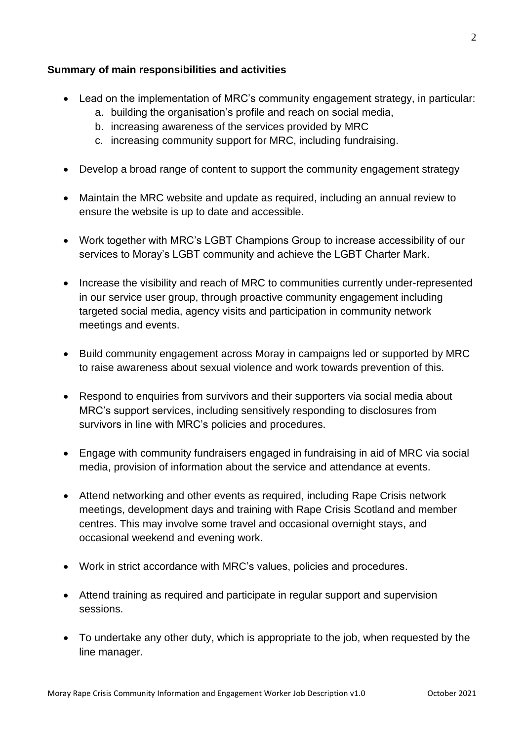**Summary of main responsibilities and activities**

- Lead on the implementation of MRC's community engagement strategy, in particular:
  a. building the organisation's profile and reach on social media,
  b. increasing awareness of the services provided by MRC
  c. increasing community support for MRC, including fundraising.

- Develop a broad range of content to support the community engagement strategy

- Maintain the MRC website and update as required, including an annual review to ensure the website is up to date and accessible.

- Work together with MRC's LGBT Champions Group to increase accessibility of our services to Moray's LGBT community and achieve the LGBT Charter Mark.

- Increase the visibility and reach of MRC to communities currently under-represented in our service user group, through proactive community engagement including targeted social media, agency visits and participation in community network meetings and events.

- Build community engagement across Moray in campaigns led or supported by MRC to raise awareness about sexual violence and work towards prevention of this.

- Respond to enquiries from survivors and their supporters via social media about MRC's support services, including sensitively responding to disclosures from survivors in line with MRC's policies and procedures.

- Engage with community fundraisers engaged in fundraising in aid of MRC via social media, provision of information about the service and attendance at events.

- Attend networking and other events as required, including Rape Crisis network meetings, development days and training with Rape Crisis Scotland and member centres. This may involve some travel and occasional overnight stays, and occasional weekend and evening work.

- Work in strict accordance with MRC's values, policies and procedures.

- Attend training as required and participate in regular support and supervision sessions.

- To undertake any other duty, which is appropriate to the job, when requested by the line manager.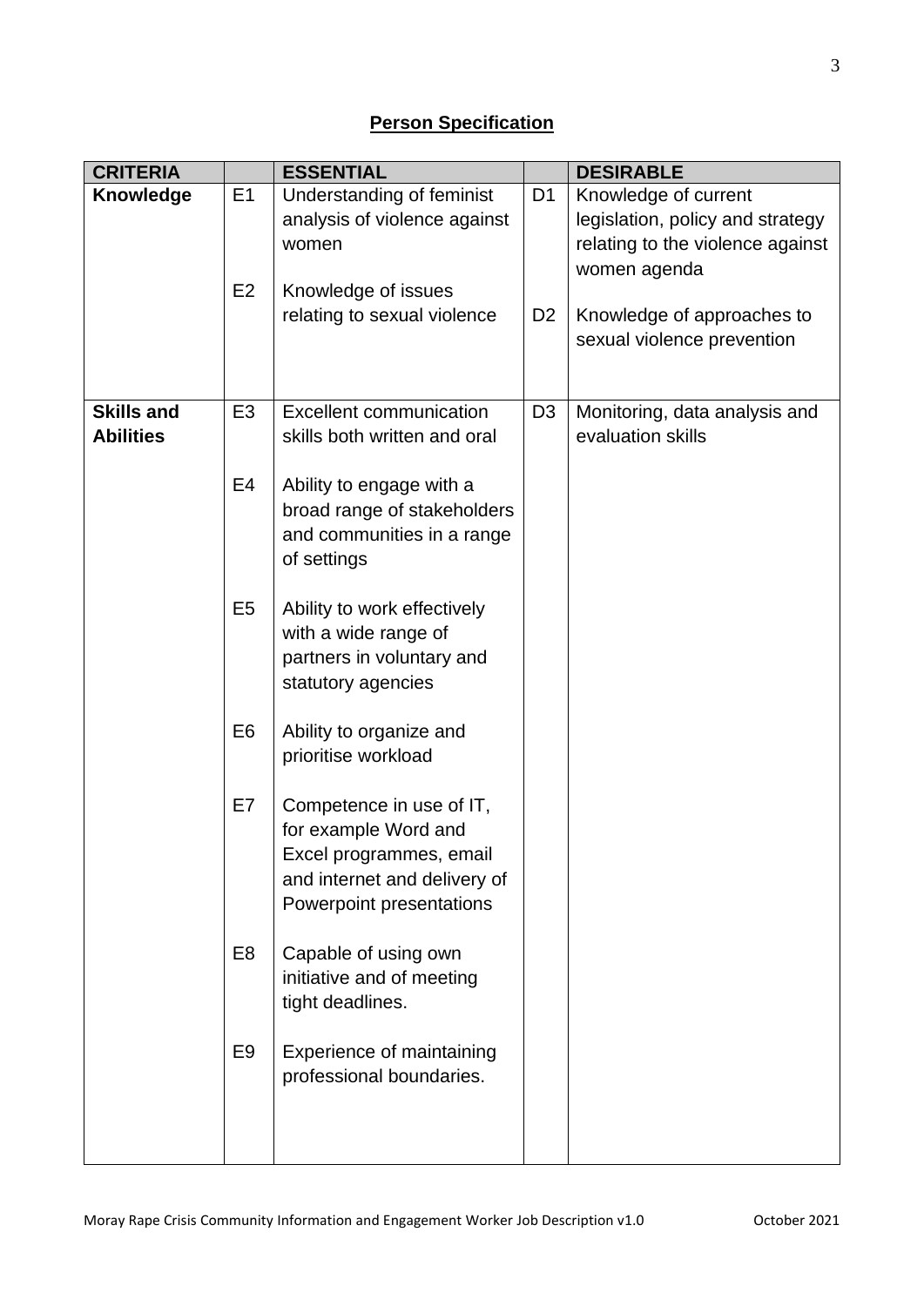## **Person Specification**

| CRITERIA | | ESSENTIAL | | DESIRABLE |
|---|---|---|---|---|
| **Knowledge** | E1 | Understanding of feminist analysis of violence against women | D1 | Knowledge of current legislation, policy and strategy relating to the violence against women agenda |
| | E2 | Knowledge of issues relating to sexual violence | D2 | Knowledge of approaches to sexual violence prevention |
| **Skills and Abilities** | E3 | Excellent communication skills both written and oral | D3 | Monitoring, data analysis and evaluation skills |
| | E4 | Ability to engage with a broad range of stakeholders and communities in a range of settings | | |
| | E5 | Ability to work effectively with a wide range of partners in voluntary and statutory agencies | | |
| | E6 | Ability to organize and prioritise workload | | |
| | E7 | Competence in use of IT, for example Word and Excel programmes, email and internet and delivery of Powerpoint presentations | | |
| | E8 | Capable of using own initiative and of meeting tight deadlines. | | |
| | E9 | Experience of maintaining professional boundaries. | | |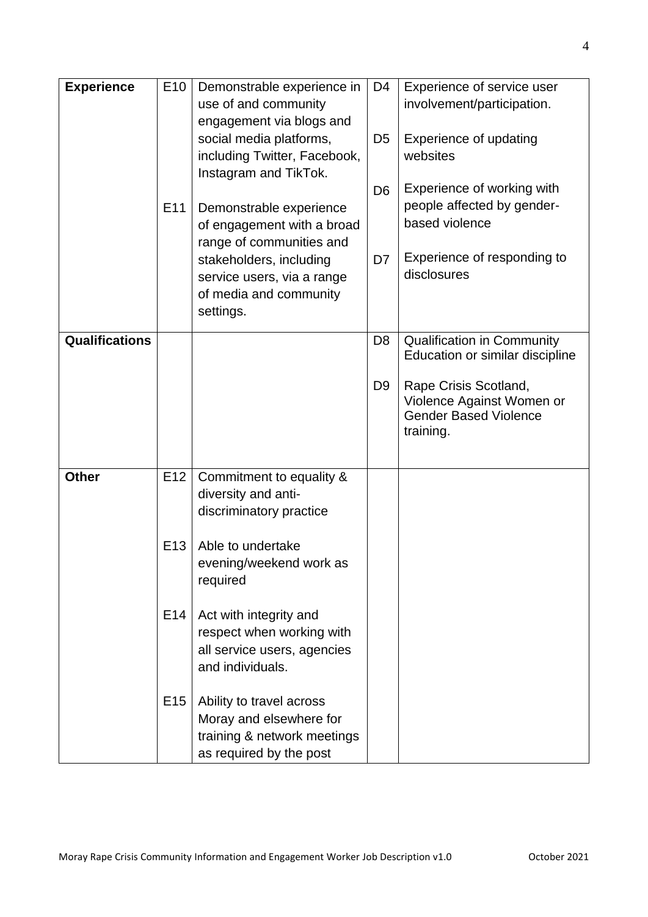| | | | | |
|---|---|---|---|---|
| **Experience** | E10 | Demonstrable experience in use of and community engagement via blogs and social media platforms, including Twitter, Facebook, Instagram and TikTok. | D4 | Experience of service user involvement/participation. |
| | | | D5 | Experience of updating websites |
| | E11 | Demonstrable experience of engagement with a broad range of communities and stakeholders, including service users, via a range of media and community settings. | D6 | Experience of working with people affected by gender-based violence |
| | | | D7 | Experience of responding to disclosures |
| **Qualifications** | | | D8 | Qualification in Community Education or similar discipline |
| | | | D9 | Rape Crisis Scotland, Violence Against Women or Gender Based Violence training. |
| **Other** | E12 | Commitment to equality & diversity and anti-discriminatory practice | | |
| | E13 | Able to undertake evening/weekend work as required | | |
| | E14 | Act with integrity and respect when working with all service users, agencies and individuals. | | |
| | E15 | Ability to travel across Moray and elsewhere for training & network meetings as required by the post | | |